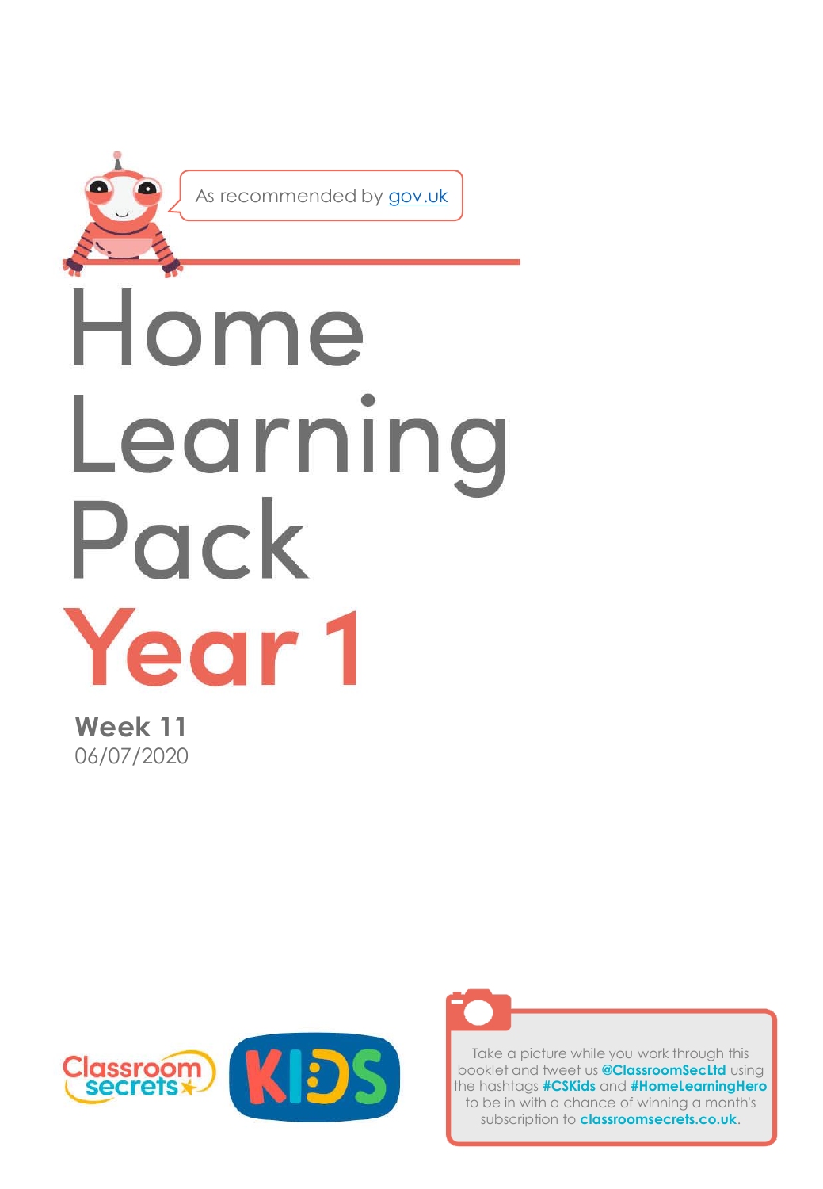As recommended by gov.uk

# Home Learning Pack

# Year 1

**Week 11**

06/07/2020

Classroom secrets KIDS

Take a picture while you work through this booklet and tweet us **@ClassroomSecLtd** using the hashtags **#CSKids** and **#HomeLearningHero** to be in with a chance of winning a month's subscription to **classroomsecrets.co.uk**.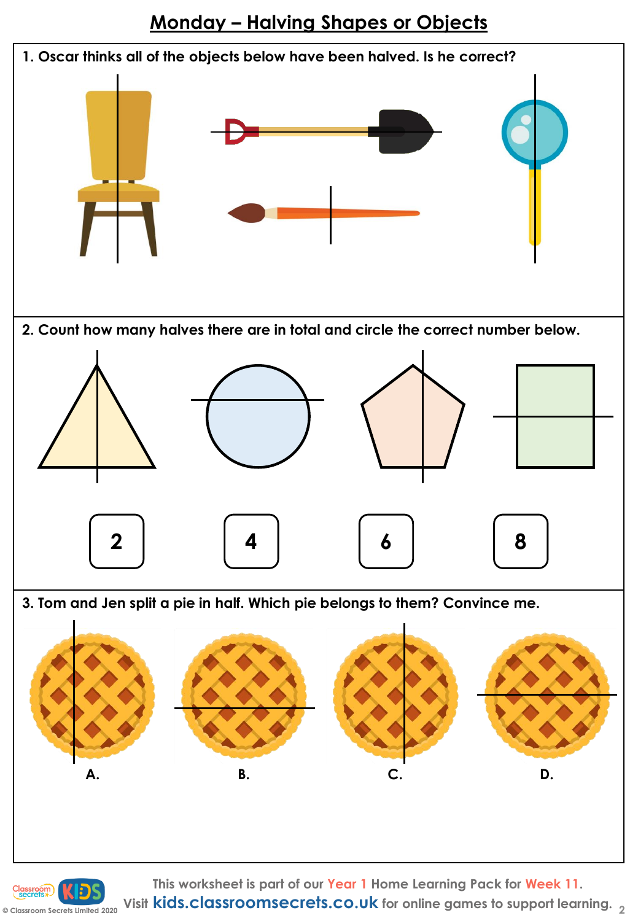# Monday – Halving Shapes or Objects

1. Oscar thinks all of the objects below have been halved. Is he correct?

2. Count how many halves there are in total and circle the correct number below.

| 2 | 4 | 6 | 8 |
|---|---|---|---|

3. Tom and Jen split a pie in half. Which pie belongs to them? Convince me.

A. B. C. D.

This worksheet is part of our Year 1 Home Learning Pack for Week 11.
Visit kids.classroomsecrets.co.uk for online games to support learning.

© Classroom Secrets Limited 2020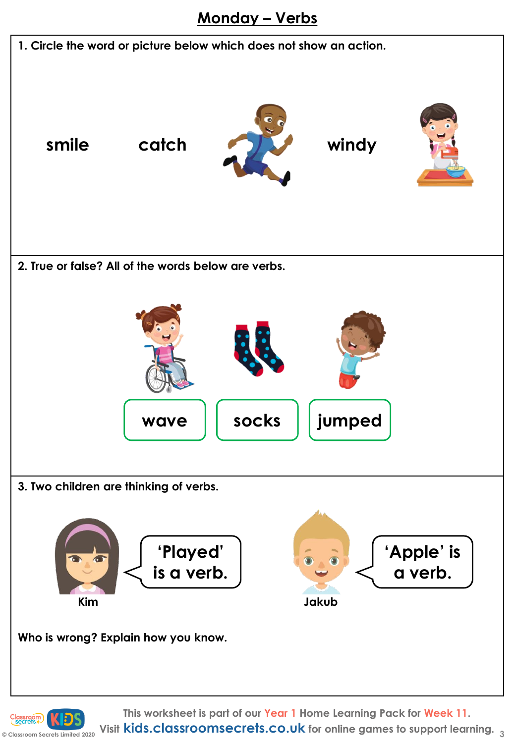# Monday – Verbs

1. Circle the word or picture below which does not show an action.

smile catch windy

2. True or false? All of the words below are verbs.

wave socks jumped

3. Two children are thinking of verbs.

Kim: 'Played' is a verb.

Jakub: 'Apple' is a verb.

Who is wrong? Explain how you know.

This worksheet is part of our Year 1 Home Learning Pack for Week 11.
Visit kids.classroomsecrets.co.uk for online games to support learning.

© Classroom Secrets Limited 2020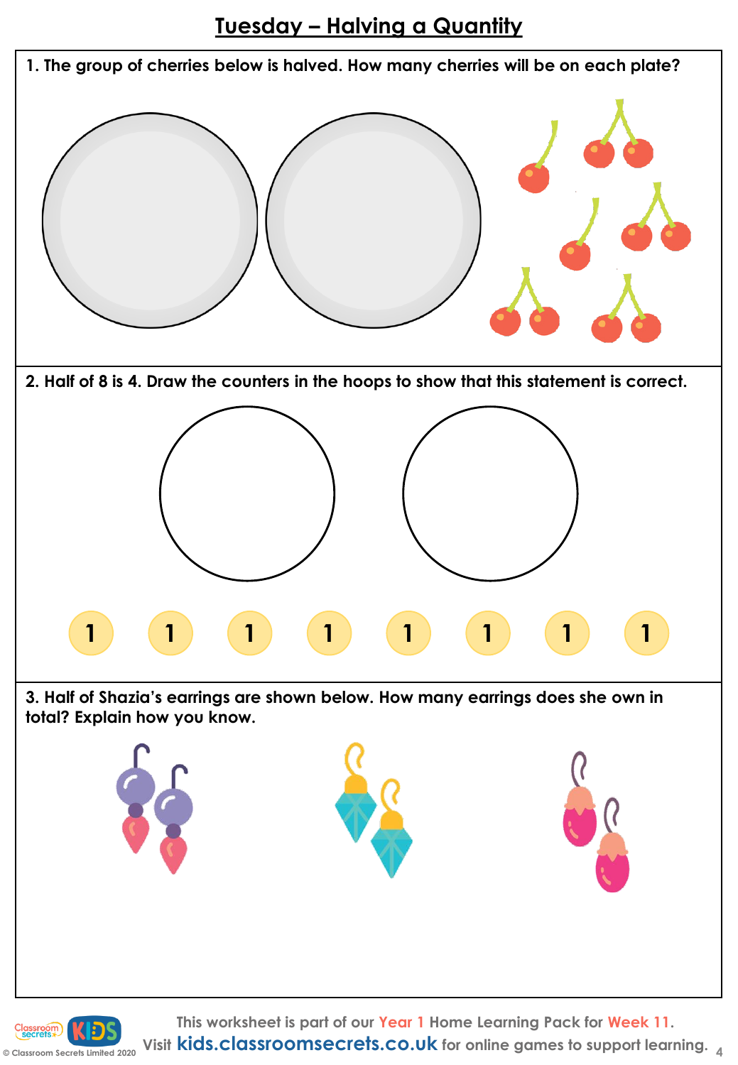# Tuesday – Halving a Quantity

1. The group of cherries below is halved. How many cherries will be on each plate?

2. Half of 8 is 4. Draw the counters in the hoops to show that this statement is correct.

1 1 1 1 1 1 1 1

3. Half of Shazia's earrings are shown below. How many earrings does she own in total? Explain how you know.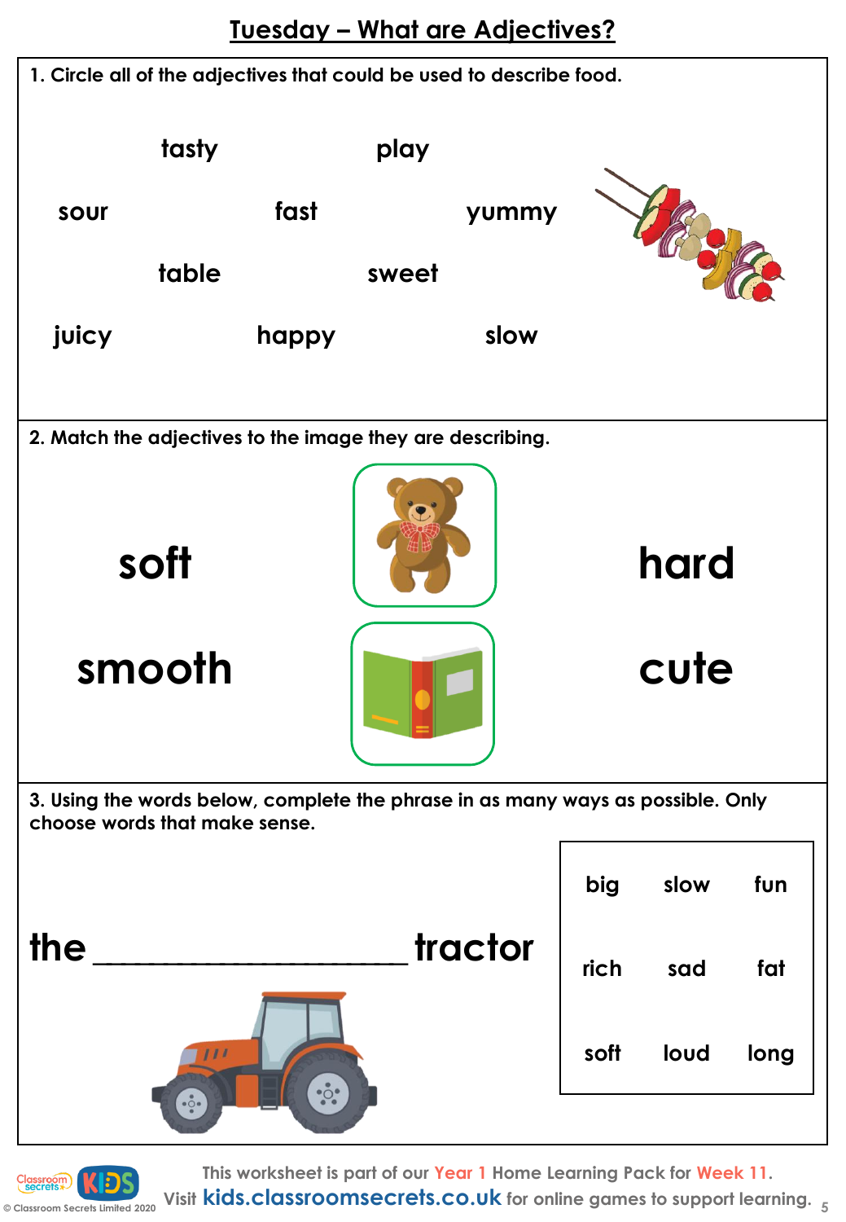# Tuesday – What are Adjectives?

**1. Circle all of the adjectives that could be used to describe food.**

tasty play

sour fast yummy

table sweet

juicy happy slow

**2. Match the adjectives to the image they are describing.**

soft hard

smooth cute

**3. Using the words below, complete the phrase in as many ways as possible. Only choose words that make sense.**

the ____________________ tractor

| big | slow | fun |
| --- | --- | --- |
| rich | sad | fat |
| soft | loud | long |

This worksheet is part of our Year 1 Home Learning Pack for Week 11.
Visit kids.classroomsecrets.co.uk for online games to support learning.

© Classroom Secrets Limited 2020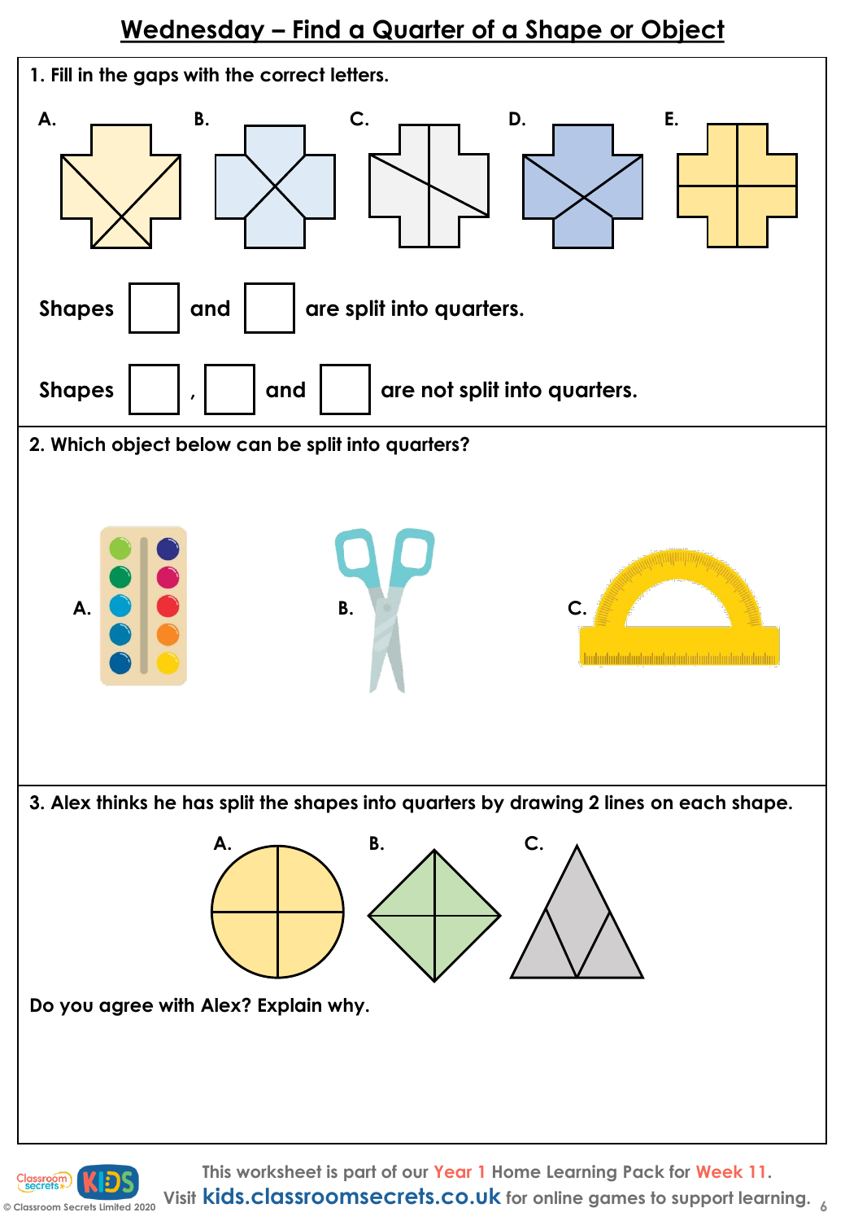# Wednesday – Find a Quarter of a Shape or Object

1. Fill in the gaps with the correct letters.

A. B. C. D. E.

Shapes [ ] and [ ] are split into quarters.

Shapes [ ] , [ ] and [ ] are not split into quarters.

2. Which object below can be split into quarters?

A. B. C.

3. Alex thinks he has split the shapes into quarters by drawing 2 lines on each shape.

A. B. C.

Do you agree with Alex? Explain why.

This worksheet is part of our Year 1 Home Learning Pack for Week 11.
Visit kids.classroomsecrets.co.uk for online games to support learning.

© Classroom Secrets Limited 2020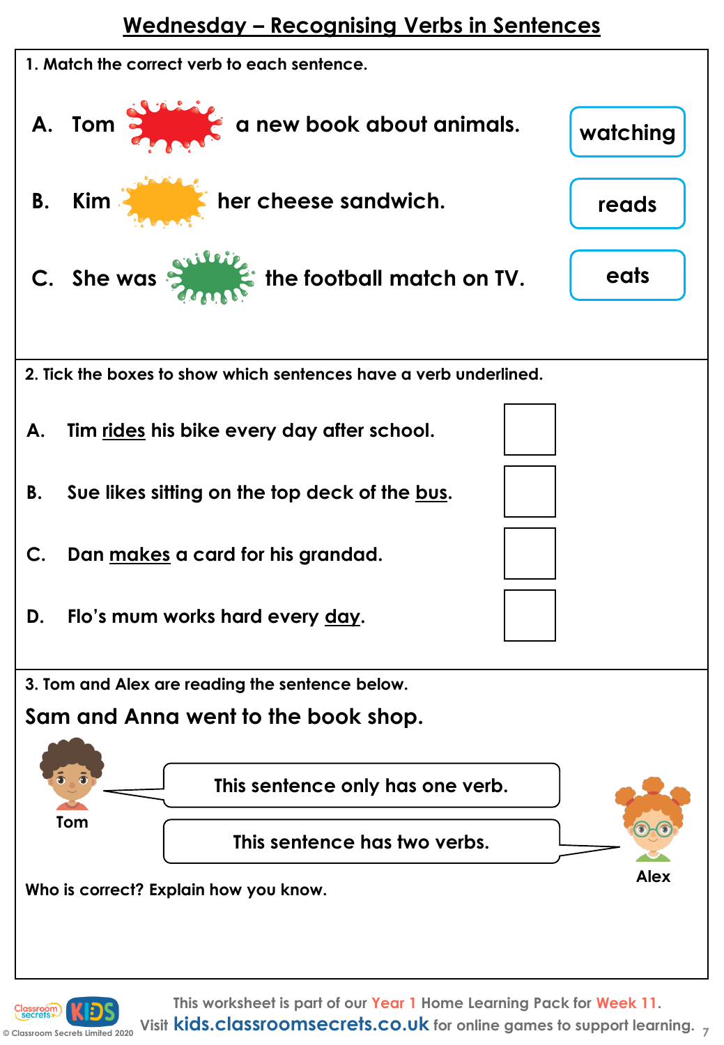# Wednesday – Recognising Verbs in Sentences

1. Match the correct verb to each sentence.

A. Tom ______ a new book about animals.

B. Kim ______ her cheese sandwich.

C. She was ______ the football match on TV.

watching

reads

eats

2. Tick the boxes to show which sentences have a verb underlined.

A. Tim <u>rides</u> his bike every day after school. ☐

B. Sue likes sitting on the top deck of the <u>bus</u>. ☐

C. Dan <u>makes</u> a card for his grandad. ☐

D. Flo's mum works hard every <u>day</u>. ☐

3. Tom and Alex are reading the sentence below.

**Sam and Anna went to the book shop.**

Tom: This sentence only has one verb.

Alex: This sentence has two verbs.

Who is correct? Explain how you know.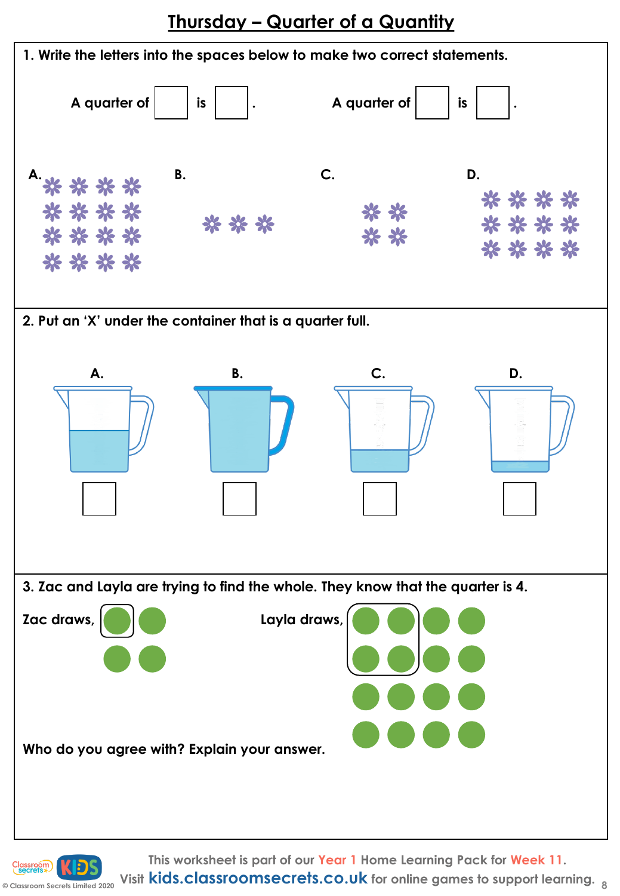# Thursday – Quarter of a Quantity

1. Write the letters into the spaces below to make two correct statements.

A quarter of ☐ is ☐.     A quarter of ☐ is ☐.

A.     B.     C.     D.

2. Put an 'X' under the container that is a quarter full.

A. ☐     B. ☐     C. ☐     D. ☐

3. Zac and Layla are trying to find the whole. They know that the quarter is 4.

Zac draws,

Layla draws,

Who do you agree with? Explain your answer.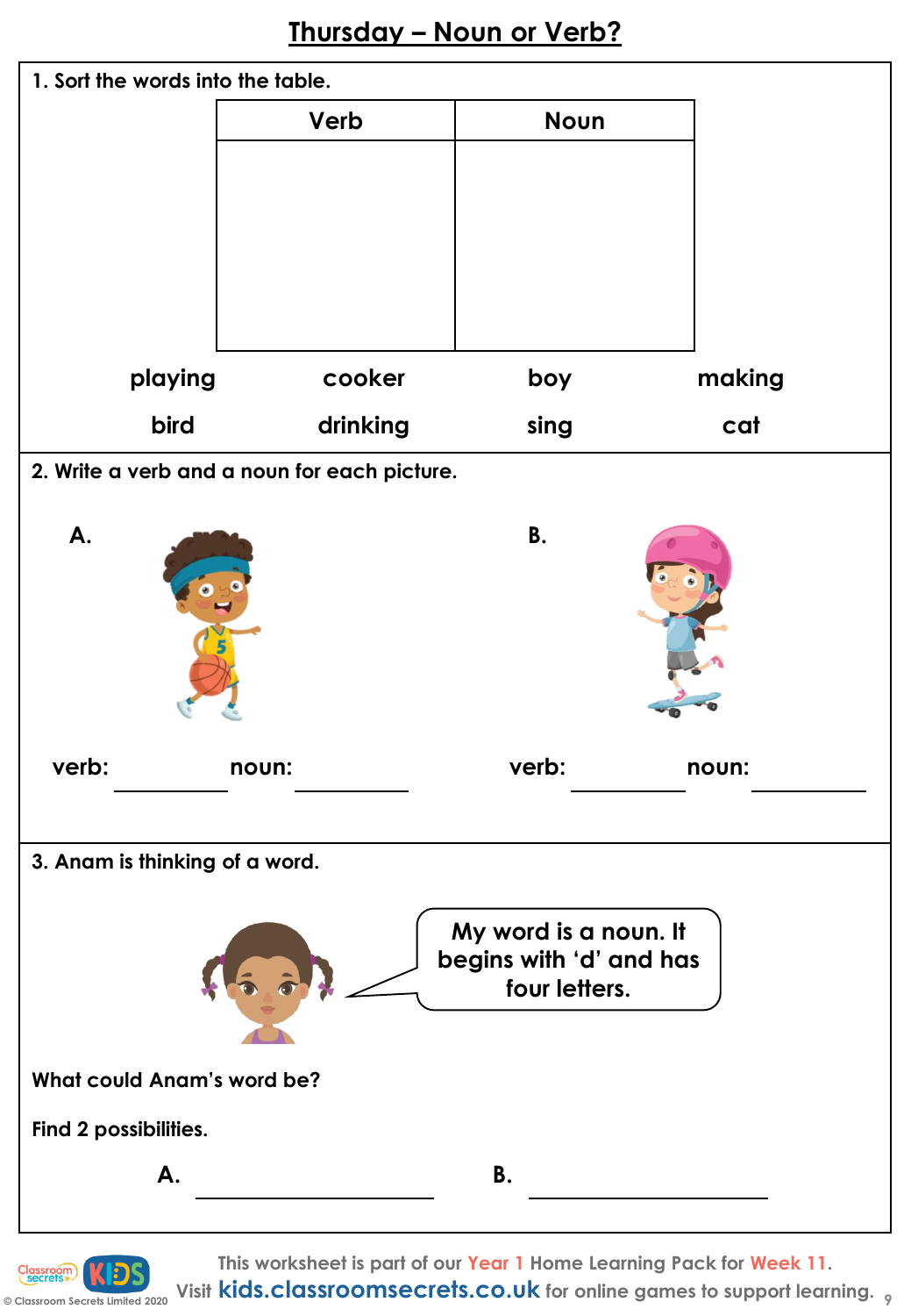# Thursday – Noun or Verb?

1. Sort the words into the table.

| Verb | Noun |
|---|---|
| | |

playing cooker boy making

bird drinking sing cat

2. Write a verb and a noun for each picture.

A.

verb: __________ noun: __________

B.

verb: __________ noun: __________

3. Anam is thinking of a word.

My word is a noun. It begins with 'd' and has four letters.

What could Anam's word be?

Find 2 possibilities.

A. __________

B. __________

This worksheet is part of our Year 1 Home Learning Pack for Week 11.
Visit kids.classroomsecrets.co.uk for online games to support learning.

© Classroom Secrets Limited 2020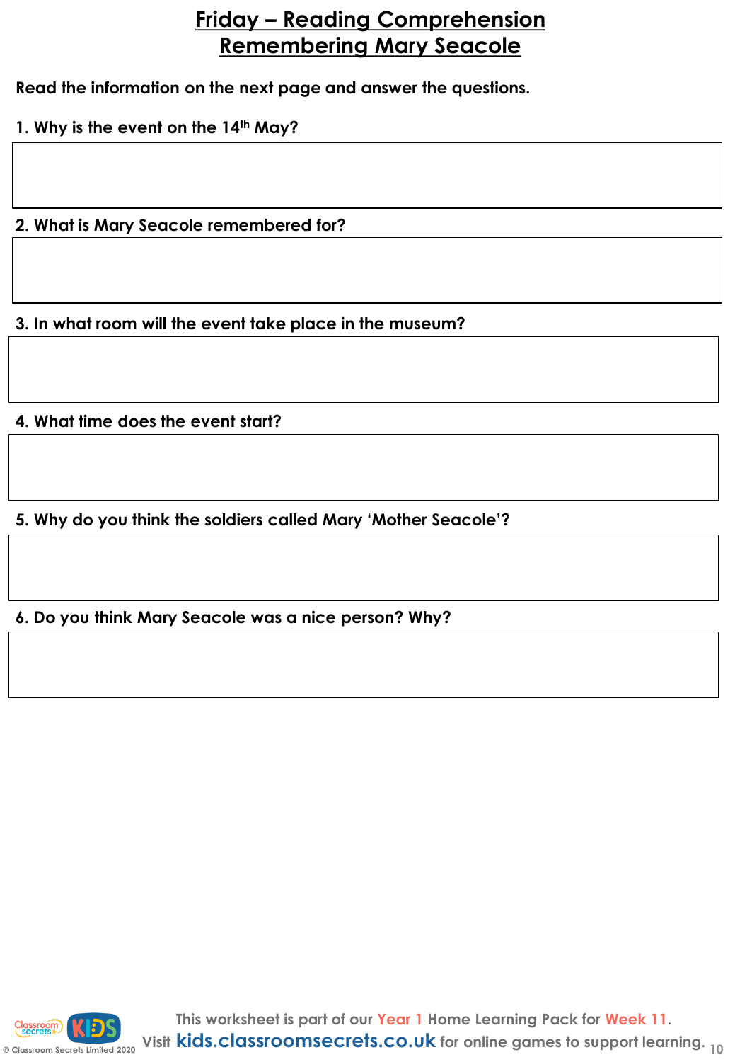# Friday – Reading Comprehension
# Remembering Mary Seacole

**Read the information on the next page and answer the questions.**

**1. Why is the event on the 14th May?**

**2. What is Mary Seacole remembered for?**

**3. In what room will the event take place in the museum?**

**4. What time does the event start?**

**5. Why do you think the soldiers called Mary 'Mother Seacole'?**

**6. Do you think Mary Seacole was a nice person? Why?**

This worksheet is part of our Year 1 Home Learning Pack for Week 11.
Visit kids.classroomsecrets.co.uk for online games to support learning.

© Classroom Secrets Limited 2020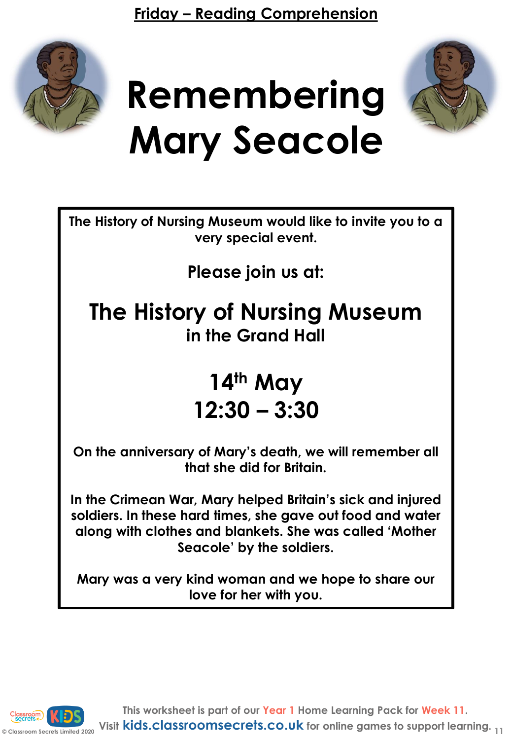**Friday – Reading Comprehension**

# Remembering Mary Seacole

The History of Nursing Museum would like to invite you to a very special event.

Please join us at:

## The History of Nursing Museum

in the Grand Hall

## 14th May
## 12:30 – 3:30

On the anniversary of Mary's death, we will remember all that she did for Britain.

In the Crimean War, Mary helped Britain's sick and injured soldiers. In these hard times, she gave out food and water along with clothes and blankets. She was called 'Mother Seacole' by the soldiers.

Mary was a very kind woman and we hope to share our love for her with you.

This worksheet is part of our Year 1 Home Learning Pack for Week 11.
Visit kids.classroomsecrets.co.uk for online games to support learning.

© Classroom Secrets Limited 2020